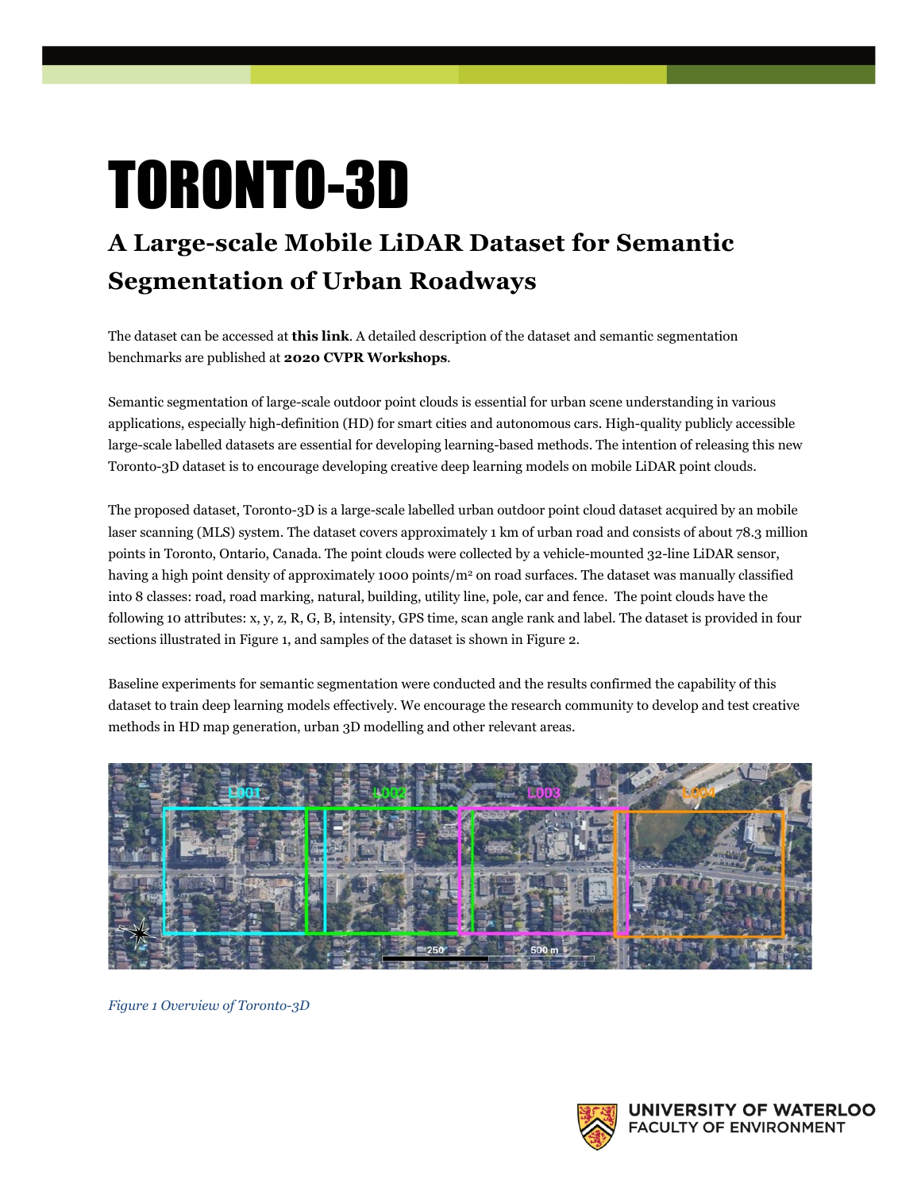# TORONTO-3D

## A Large-scale Mobile LiDAR Dataset for Semantic Segmentation of Urban Roadways

The dataset can be accessed at **this link**. A detailed description of the dataset and semantic segmentation benchmarks are published at **2020 CVPR Workshops**.

Semantic segmentation of large-scale outdoor point clouds is essential for urban scene understanding in various applications, especially high-definition (HD) for smart cities and autonomous cars. High-quality publicly accessible large-scale labelled datasets are essential for developing learning-based methods. The intention of releasing this new Toronto-3D dataset is to encourage developing creative deep learning models on mobile LiDAR point clouds.

The proposed dataset, Toronto-3D is a large-scale labelled urban outdoor point cloud dataset acquired by an mobile laser scanning (MLS) system. The dataset covers approximately 1 km of urban road and consists of about 78.3 million points in Toronto, Ontario, Canada. The point clouds were collected by a vehicle-mounted 32-line LiDAR sensor, having a high point density of approximately 1000 points/$m^2$ on road surfaces. The dataset was manually classified into 8 classes: road, road marking, natural, building, utility line, pole, car and fence. The point clouds have the following 10 attributes: x, y, z, R, G, B, intensity, GPS time, scan angle rank and label. The dataset is provided in four sections illustrated in Figure 1, and samples of the dataset is shown in Figure 2.

Baseline experiments for semantic segmentation were conducted and the results confirmed the capability of this dataset to train deep learning models effectively. We encourage the research community to develop and test creative methods in HD map generation, urban 3D modelling and other relevant areas.

*Figure 1 Overview of Toronto-3D*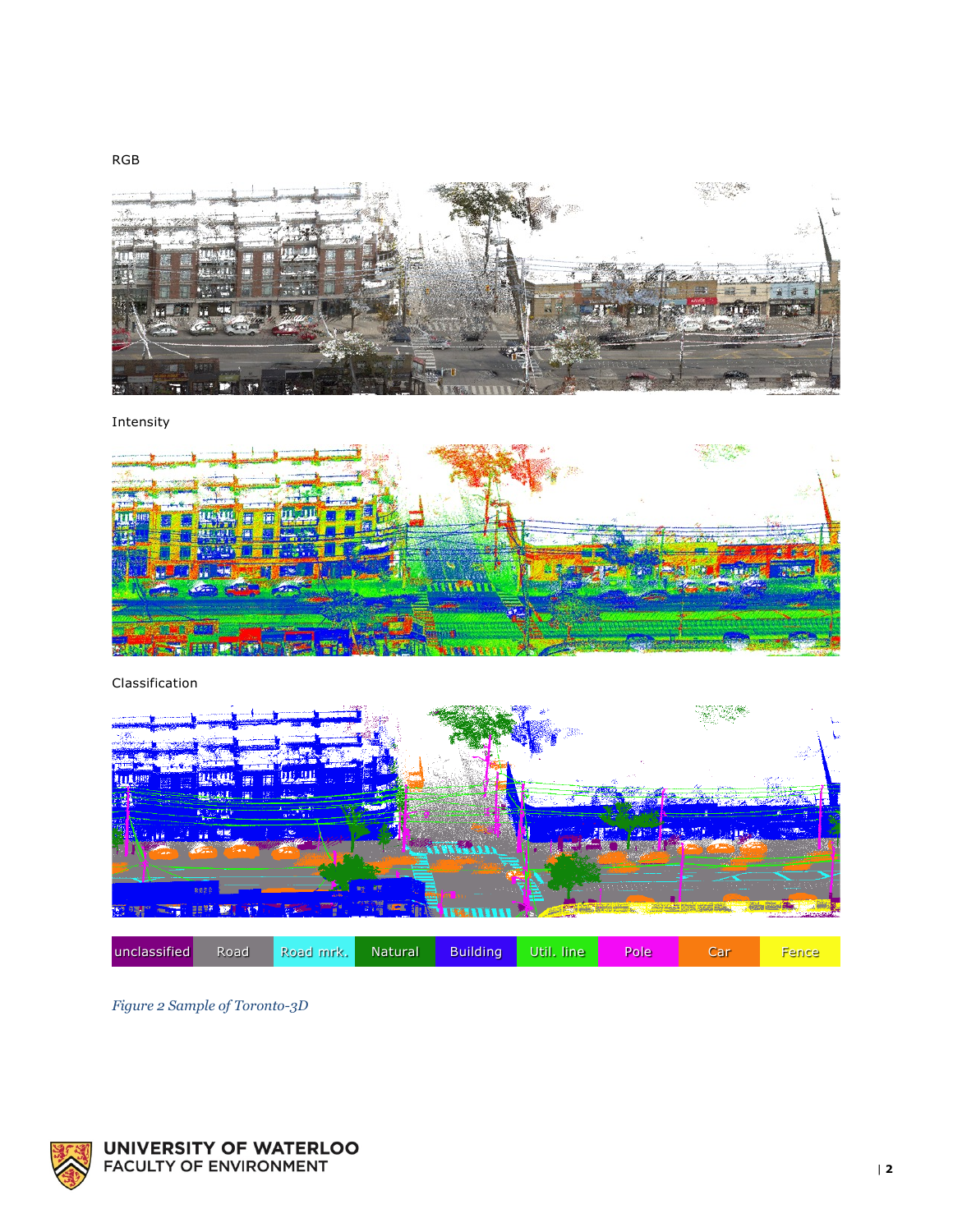RGB

Intensity

Classification

unclassified
Road
Road mrk.
Natural
Building
Util. line
Pole
Car
Fence

*Figure 2 Sample of Toronto-3D*